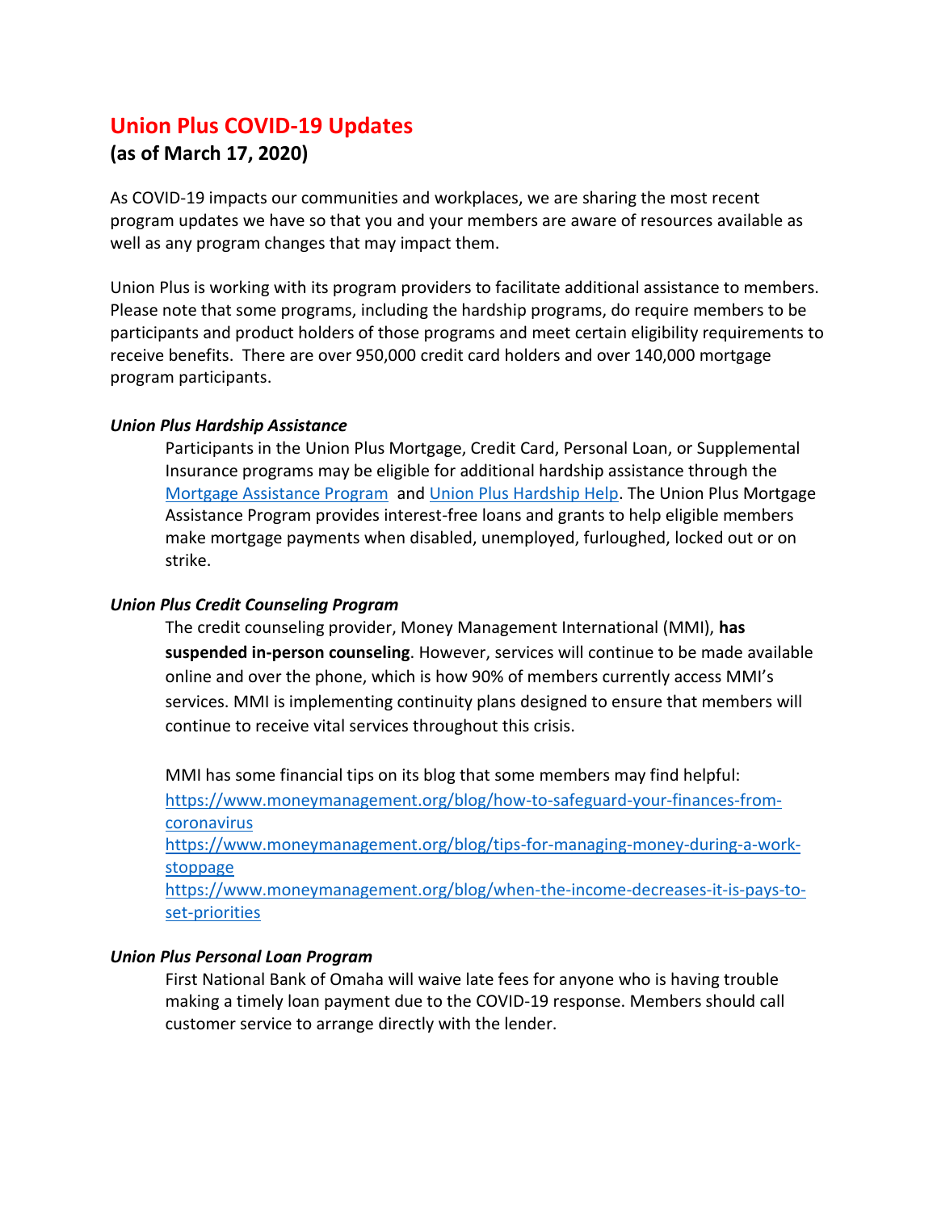# Union Plus COVID-19 Updates

**(as of March 17, 2020)**

As COVID-19 impacts our communities and workplaces, we are sharing the most recent program updates we have so that you and your members are aware of resources available as well as any program changes that may impact them.

Union Plus is working with its program providers to facilitate additional assistance to members. Please note that some programs, including the hardship programs, do require members to be participants and product holders of those programs and meet certain eligibility requirements to receive benefits. There are over 950,000 credit card holders and over 140,000 mortgage program participants.

***Union Plus Hardship Assistance***

Participants in the Union Plus Mortgage, Credit Card, Personal Loan, or Supplemental Insurance programs may be eligible for additional hardship assistance through the Mortgage Assistance Program and Union Plus Hardship Help. The Union Plus Mortgage Assistance Program provides interest-free loans and grants to help eligible members make mortgage payments when disabled, unemployed, furloughed, locked out or on strike.

***Union Plus Credit Counseling Program***

The credit counseling provider, Money Management International (MMI), **has suspended in-person counseling**. However, services will continue to be made available online and over the phone, which is how 90% of members currently access MMI's services. MMI is implementing continuity plans designed to ensure that members will continue to receive vital services throughout this crisis.

MMI has some financial tips on its blog that some members may find helpful:
https://www.moneymanagement.org/blog/how-to-safeguard-your-finances-from-coronavirus
https://www.moneymanagement.org/blog/tips-for-managing-money-during-a-work-stoppage
https://www.moneymanagement.org/blog/when-the-income-decreases-it-is-pays-to-set-priorities

***Union Plus Personal Loan Program***

First National Bank of Omaha will waive late fees for anyone who is having trouble making a timely loan payment due to the COVID-19 response. Members should call customer service to arrange directly with the lender.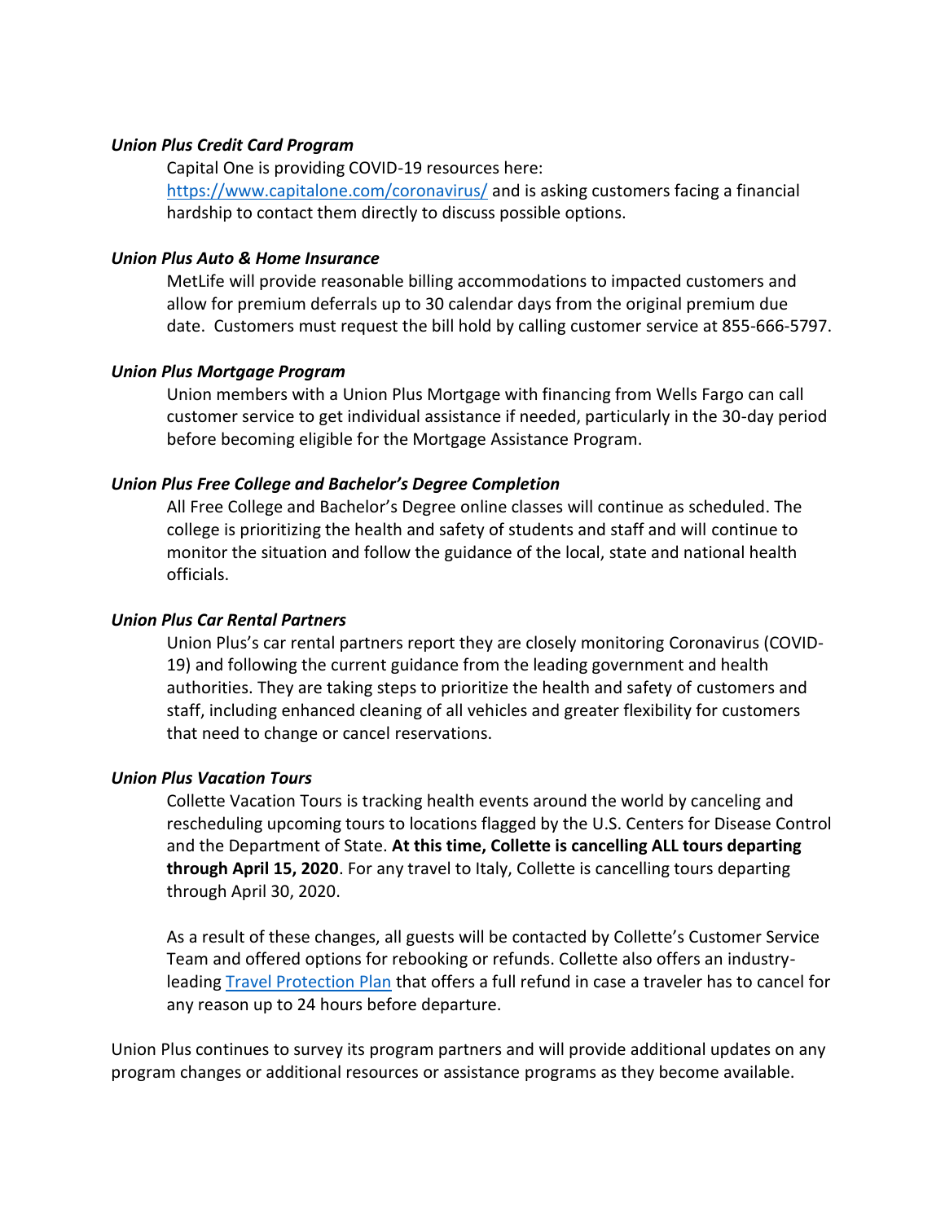***Union Plus Credit Card Program***

Capital One is providing COVID-19 resources here: [https://www.capitalone.com/coronavirus/](https://www.capitalone.com/coronavirus/) and is asking customers facing a financial hardship to contact them directly to discuss possible options.

***Union Plus Auto & Home Insurance***

MetLife will provide reasonable billing accommodations to impacted customers and allow for premium deferrals up to 30 calendar days from the original premium due date. Customers must request the bill hold by calling customer service at 855-666-5797.

***Union Plus Mortgage Program***

Union members with a Union Plus Mortgage with financing from Wells Fargo can call customer service to get individual assistance if needed, particularly in the 30-day period before becoming eligible for the Mortgage Assistance Program.

***Union Plus Free College and Bachelor's Degree Completion***

All Free College and Bachelor's Degree online classes will continue as scheduled. The college is prioritizing the health and safety of students and staff and will continue to monitor the situation and follow the guidance of the local, state and national health officials.

***Union Plus Car Rental Partners***

Union Plus's car rental partners report they are closely monitoring Coronavirus (COVID-19) and following the current guidance from the leading government and health authorities. They are taking steps to prioritize the health and safety of customers and staff, including enhanced cleaning of all vehicles and greater flexibility for customers that need to change or cancel reservations.

***Union Plus Vacation Tours***

Collette Vacation Tours is tracking health events around the world by canceling and rescheduling upcoming tours to locations flagged by the U.S. Centers for Disease Control and the Department of State. **At this time, Collette is cancelling ALL tours departing through April 15, 2020**. For any travel to Italy, Collette is cancelling tours departing through April 30, 2020.

As a result of these changes, all guests will be contacted by Collette's Customer Service Team and offered options for rebooking or refunds. Collette also offers an industry-leading Travel Protection Plan that offers a full refund in case a traveler has to cancel for any reason up to 24 hours before departure.

Union Plus continues to survey its program partners and will provide additional updates on any program changes or additional resources or assistance programs as they become available.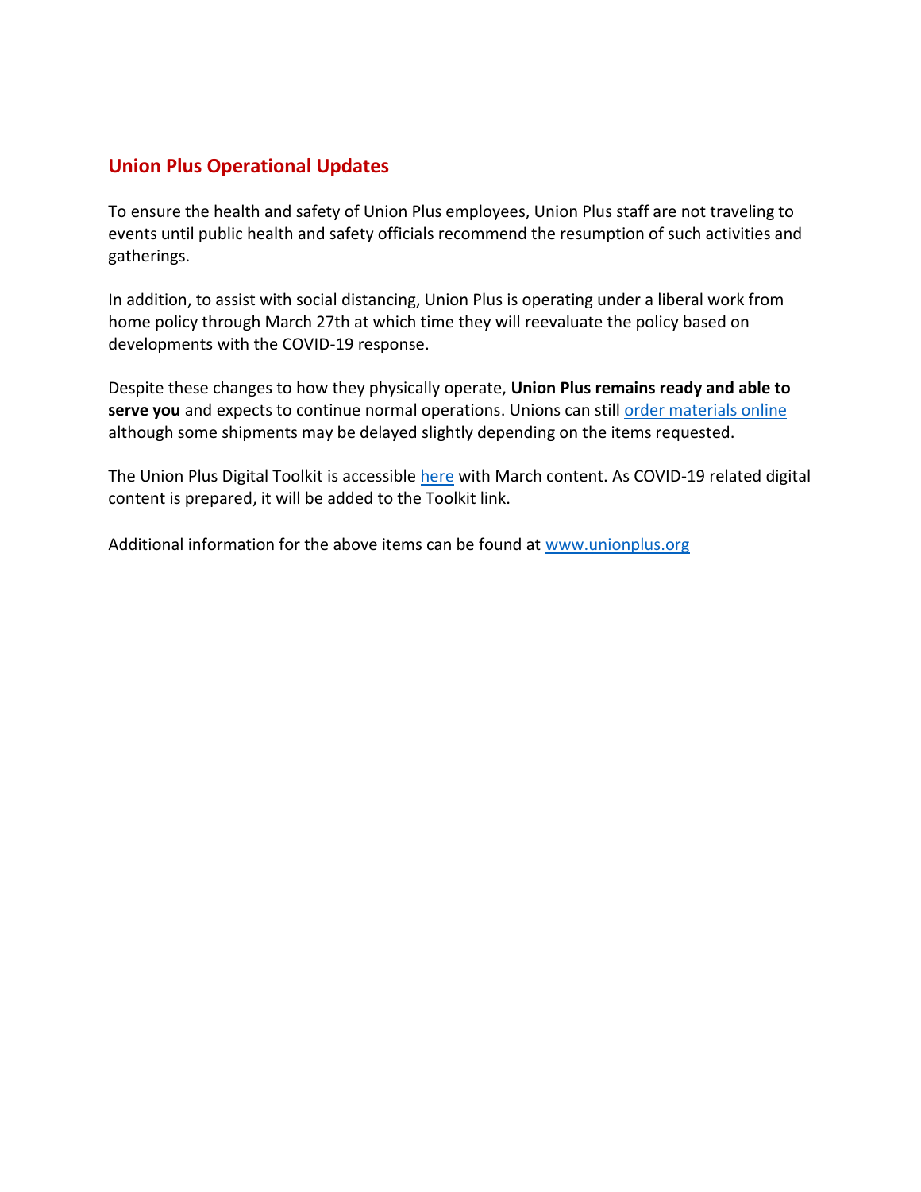## Union Plus Operational Updates

To ensure the health and safety of Union Plus employees, Union Plus staff are not traveling to events until public health and safety officials recommend the resumption of such activities and gatherings.

In addition, to assist with social distancing, Union Plus is operating under a liberal work from home policy through March 27th at which time they will reevaluate the policy based on developments with the COVID-19 response.

Despite these changes to how they physically operate, **Union Plus remains ready and able to serve you** and expects to continue normal operations. Unions can still order materials online although some shipments may be delayed slightly depending on the items requested.

The Union Plus Digital Toolkit is accessible here with March content. As COVID-19 related digital content is prepared, it will be added to the Toolkit link.

Additional information for the above items can be found at www.unionplus.org